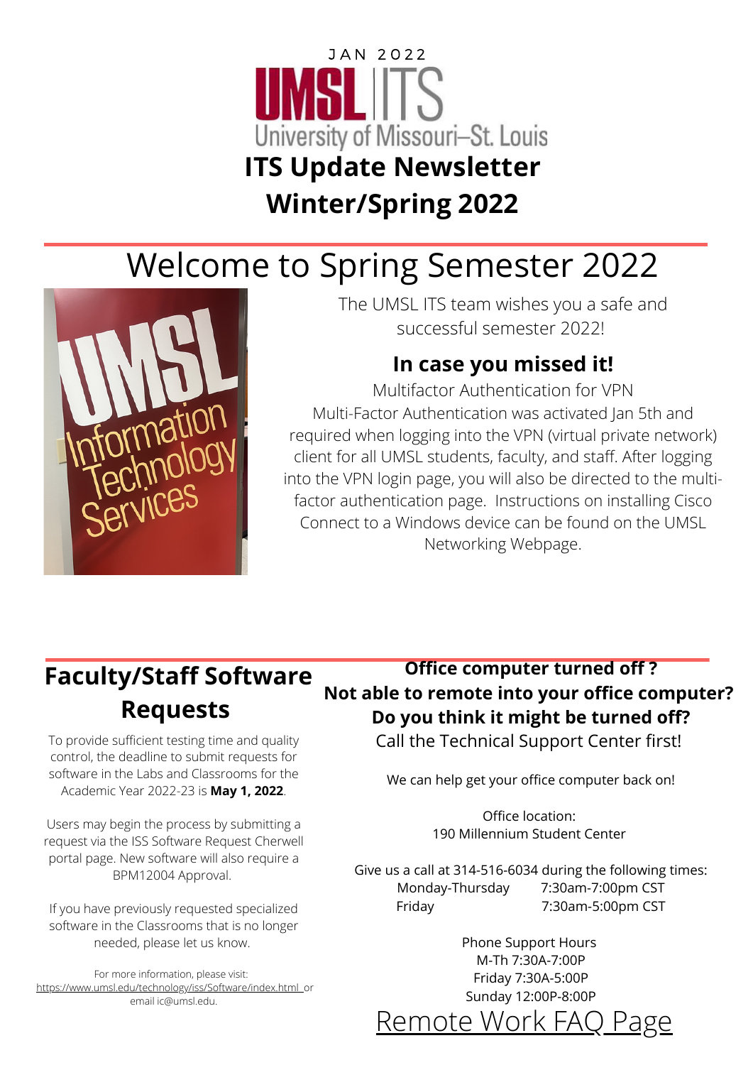JAN 2022

UMSL ITS

University of Missouri–St. Louis

# ITS Update Newsletter Winter/Spring 2022

## Welcome to Spring Semester 2022

The UMSL ITS team wishes you a safe and successful semester 2022!

### In case you missed it!

Multifactor Authentication for VPN

Multi-Factor Authentication was activated Jan 5th and required when logging into the VPN (virtual private network) client for all UMSL students, faculty, and staff. After logging into the VPN login page, you will also be directed to the multi-factor authentication page. Instructions on installing Cisco Connect to a Windows device can be found on the UMSL Networking Webpage.

## Faculty/Staff Software Requests

To provide sufficient testing time and quality control, the deadline to submit requests for software in the Labs and Classrooms for the Academic Year 2022-23 is **May 1, 2022**.

Users may begin the process by submitting a request via the ISS Software Request Cherwell portal page. New software will also require a BPM12004 Approval.

If you have previously requested specialized software in the Classrooms that is no longer needed, please let us know.

For more information, please visit: https://www.umsl.edu/technology/iss/Software/index.html or email ic@umsl.edu.

## Office computer turned off ? Not able to remote into your office computer? Do you think it might be turned off?

Call the Technical Support Center first!

We can help get your office computer back on!

Office location:
190 Millennium Student Center

Give us a call at 314-516-6034 during the following times:

| | |
|---|---|
| Monday-Thursday | 7:30am-7:00pm CST |
| Friday | 7:30am-5:00pm CST |

Phone Support Hours
M-Th 7:30A-7:00P
Friday 7:30A-5:00P
Sunday 12:00P-8:00P

Remote Work FAQ Page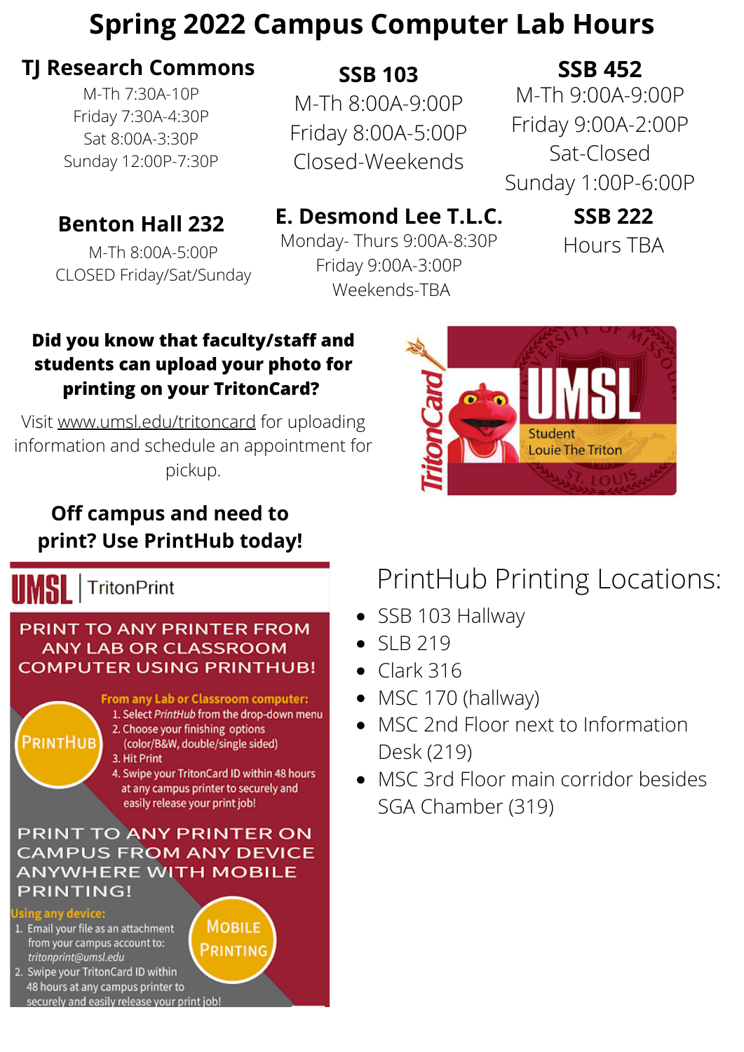# Spring 2022 Campus Computer Lab Hours

### TJ Research Commons

M-Th 7:30A-10P
Friday 7:30A-4:30P
Sat 8:00A-3:30P
Sunday 12:00P-7:30P

### SSB 103

M-Th 8:00A-9:00P
Friday 8:00A-5:00P
Closed-Weekends

### SSB 452

M-Th 9:00A-9:00P
Friday 9:00A-2:00P
Sat-Closed
Sunday 1:00P-6:00P

### Benton Hall 232

M-Th 8:00A-5:00P
CLOSED Friday/Sat/Sunday

### E. Desmond Lee T.L.C.

Monday- Thurs 9:00A-8:30P
Friday 9:00A-3:00P
Weekends-TBA

### SSB 222

Hours TBA

**Did you know that faculty/staff and students can upload your photo for printing on your TritonCard?**

Visit www.umsl.edu/tritoncard for uploading information and schedule an appointment for pickup.

TritonCard

UMSL

Student
Louie The Triton

**Off campus and need to print? Use PrintHub today!**

UMSL | TritonPrint

PRINT TO ANY PRINTER FROM ANY LAB OR CLASSROOM COMPUTER USING PRINTHUB!

PRINTHUB

From any Lab or Classroom computer:

1. Select *PrintHub* from the drop-down menu
2. Choose your finishing options (color/B&W, double/single sided)
3. Hit Print
4. Swipe your TritonCard ID within 48 hours at any campus printer to securely and easily release your print job!

PRINT TO ANY PRINTER ON CAMPUS FROM ANY DEVICE ANYWHERE WITH MOBILE PRINTING!

Using any device:

1. Email your file as an attachment from your campus account to: *tritonprint@umsl.edu*
2. Swipe your TritonCard ID within 48 hours at any campus printer to securely and easily release your print job!

MOBILE PRINTING

## PrintHub Printing Locations:

- SSB 103 Hallway
- SLB 219
- Clark 316
- MSC 170 (hallway)
- MSC 2nd Floor next to Information Desk (219)
- MSC 3rd Floor main corridor besides SGA Chamber (319)